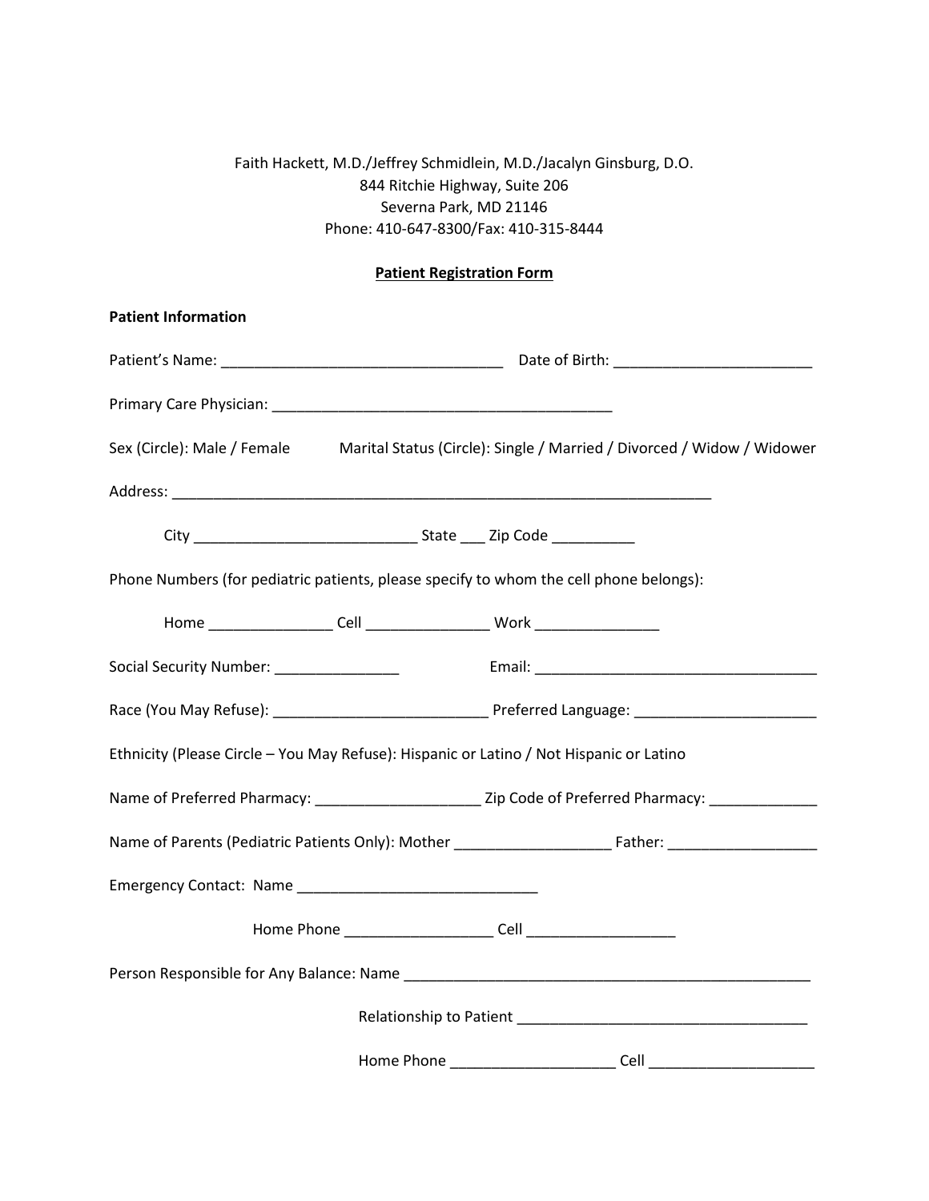Faith Hackett, M.D./Jeffrey Schmidlein, M.D./Jacalyn Ginsburg, D.O.
844 Ritchie Highway, Suite 206
Severna Park, MD 21146
Phone: 410-647-8300/Fax: 410-315-8444

**Patient Registration Form**

**Patient Information**

Patient's Name: __________________________________ Date of Birth: ________________________

Primary Care Physician: _________________________________________

Sex (Circle): Male / Female Marital Status (Circle): Single / Married / Divorced / Widow / Widower

Address: ________________________________________________________________

City __________________________ State ___ Zip Code __________

Phone Numbers (for pediatric patients, please specify to whom the cell phone belongs):

Home _______________ Cell _______________ Work _______________

Social Security Number: _______________ Email: ___________________________________

Race (You May Refuse): __________________________ Preferred Language: ______________________

Ethnicity (Please Circle – You May Refuse): Hispanic or Latino / Not Hispanic or Latino

Name of Preferred Pharmacy: ____________________ Zip Code of Preferred Pharmacy: _____________

Name of Parents (Pediatric Patients Only): Mother __________________ Father: __________________

Emergency Contact: Name _____________________________

Home Phone __________________ Cell __________________

Person Responsible for Any Balance: Name __________________________________________________

Relationship to Patient ___________________________________

Home Phone ____________________ Cell ____________________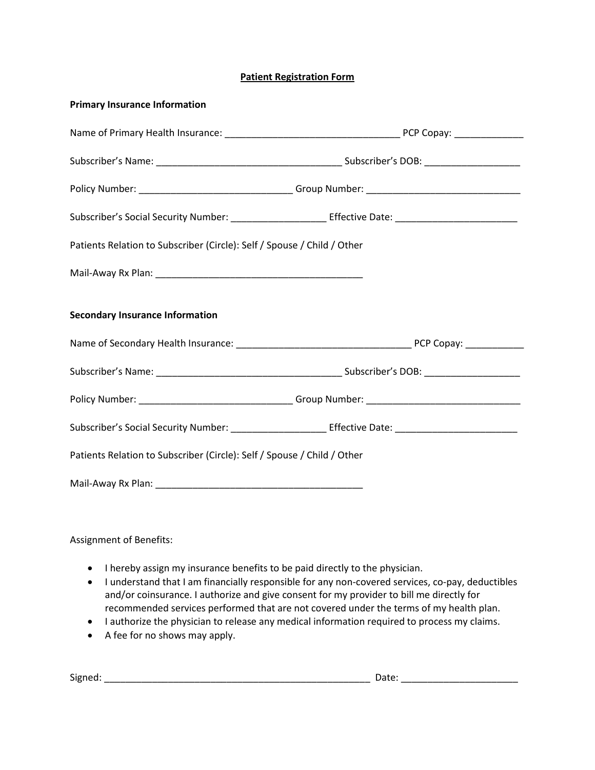# Patient Registration Form

**Primary Insurance Information**

Name of Primary Health Insurance: _________________________________ PCP Copay: _____________

Subscriber's Name: ___________________________________ Subscriber's DOB: __________________

Policy Number: _____________________________ Group Number: _____________________________

Subscriber's Social Security Number: __________________ Effective Date: _______________________

Patients Relation to Subscriber (Circle): Self / Spouse / Child / Other

Mail-Away Rx Plan: _______________________________________

**Secondary Insurance Information**

Name of Secondary Health Insurance: _________________________________ PCP Copay: ___________

Subscriber's Name: ___________________________________ Subscriber's DOB: __________________

Policy Number: _____________________________ Group Number: _____________________________

Subscriber's Social Security Number: __________________ Effective Date: _______________________

Patients Relation to Subscriber (Circle): Self / Spouse / Child / Other

Mail-Away Rx Plan: _______________________________________

Assignment of Benefits:

- I hereby assign my insurance benefits to be paid directly to the physician.
- I understand that I am financially responsible for any non-covered services, co-pay, deductibles and/or coinsurance. I authorize and give consent for my provider to bill me directly for recommended services performed that are not covered under the terms of my health plan.
- I authorize the physician to release any medical information required to process my claims.
- A fee for no shows may apply.

Signed: ___________________________________________________ Date: ______________________